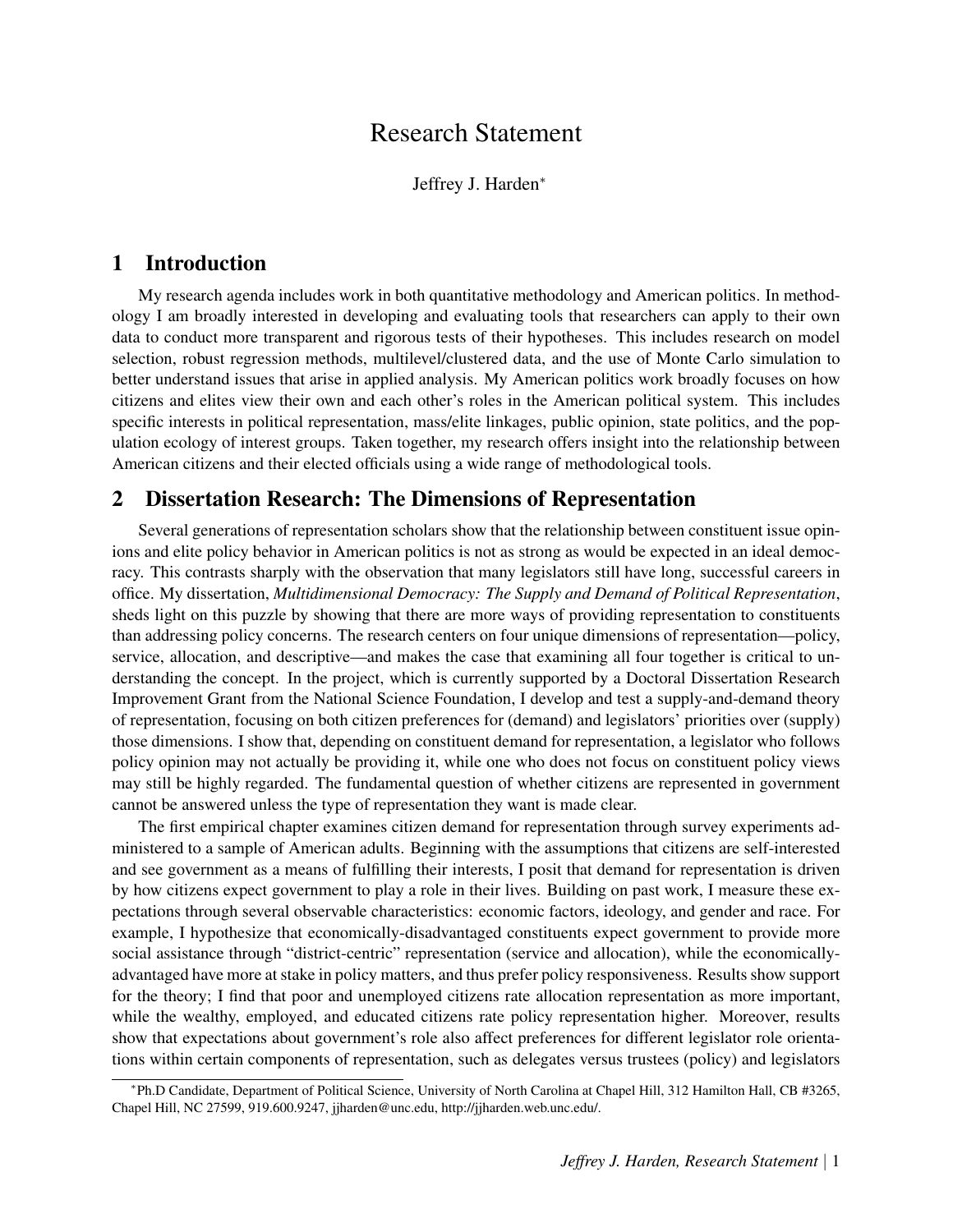# Research Statement

Jeffrey J. Harden*

## 1 Introduction

My research agenda includes work in both quantitative methodology and American politics. In methodology I am broadly interested in developing and evaluating tools that researchers can apply to their own data to conduct more transparent and rigorous tests of their hypotheses. This includes research on model selection, robust regression methods, multilevel/clustered data, and the use of Monte Carlo simulation to better understand issues that arise in applied analysis. My American politics work broadly focuses on how citizens and elites view their own and each other's roles in the American political system. This includes specific interests in political representation, mass/elite linkages, public opinion, state politics, and the population ecology of interest groups. Taken together, my research offers insight into the relationship between American citizens and their elected officials using a wide range of methodological tools.

## 2 Dissertation Research: The Dimensions of Representation

Several generations of representation scholars show that the relationship between constituent issue opinions and elite policy behavior in American politics is not as strong as would be expected in an ideal democracy. This contrasts sharply with the observation that many legislators still have long, successful careers in office. My dissertation, *Multidimensional Democracy: The Supply and Demand of Political Representation*, sheds light on this puzzle by showing that there are more ways of providing representation to constituents than addressing policy concerns. The research centers on four unique dimensions of representation—policy, service, allocation, and descriptive—and makes the case that examining all four together is critical to understanding the concept. In the project, which is currently supported by a Doctoral Dissertation Research Improvement Grant from the National Science Foundation, I develop and test a supply-and-demand theory of representation, focusing on both citizen preferences for (demand) and legislators' priorities over (supply) those dimensions. I show that, depending on constituent demand for representation, a legislator who follows policy opinion may not actually be providing it, while one who does not focus on constituent policy views may still be highly regarded. The fundamental question of whether citizens are represented in government cannot be answered unless the type of representation they want is made clear.

The first empirical chapter examines citizen demand for representation through survey experiments administered to a sample of American adults. Beginning with the assumptions that citizens are self-interested and see government as a means of fulfilling their interests, I posit that demand for representation is driven by how citizens expect government to play a role in their lives. Building on past work, I measure these expectations through several observable characteristics: economic factors, ideology, and gender and race. For example, I hypothesize that economically-disadvantaged constituents expect government to provide more social assistance through "district-centric" representation (service and allocation), while the economically-advantaged have more at stake in policy matters, and thus prefer policy responsiveness. Results show support for the theory; I find that poor and unemployed citizens rate allocation representation as more important, while the wealthy, employed, and educated citizens rate policy representation higher. Moreover, results show that expectations about government's role also affect preferences for different legislator role orientations within certain components of representation, such as delegates versus trustees (policy) and legislators

*Ph.D Candidate, Department of Political Science, University of North Carolina at Chapel Hill, 312 Hamilton Hall, CB #3265, Chapel Hill, NC 27599, 919.600.9247, jjharden@unc.edu, http://jjharden.web.unc.edu/.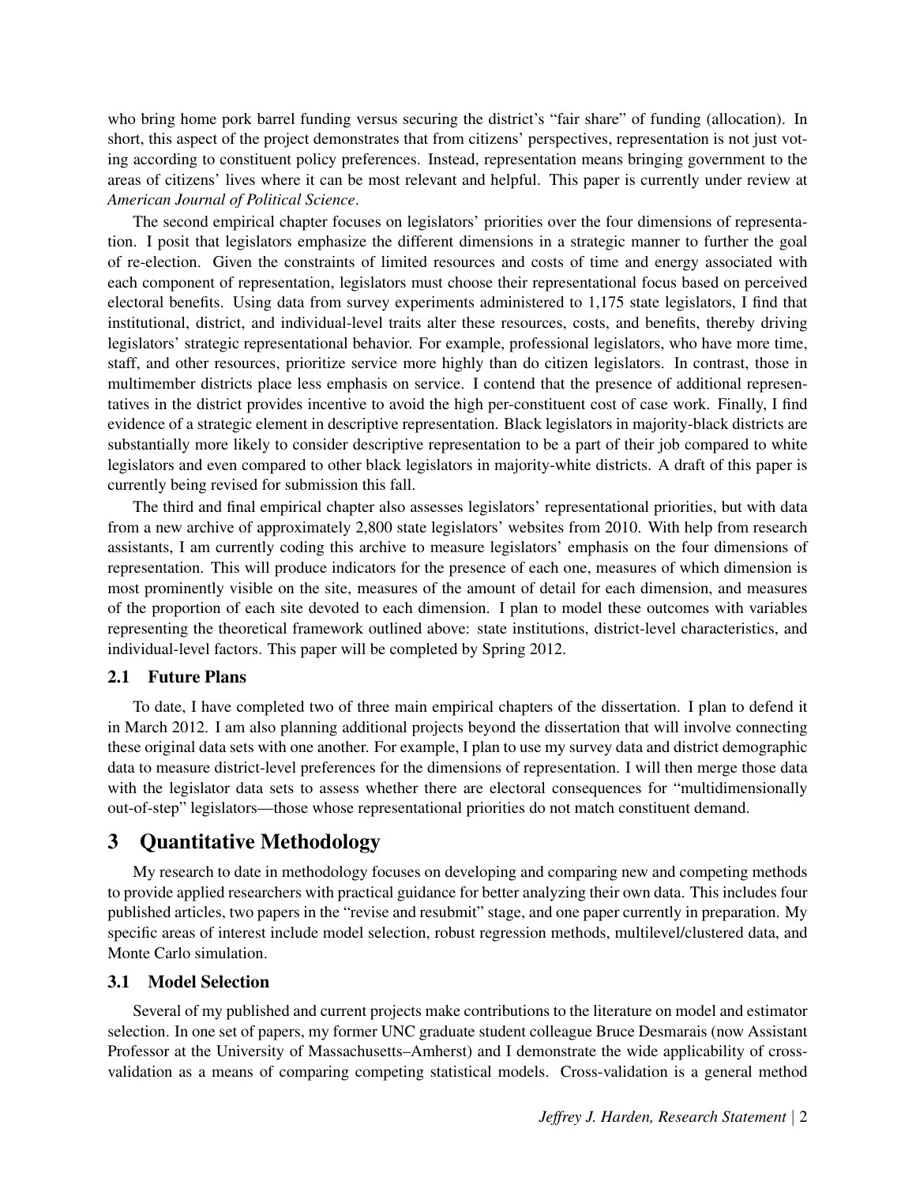who bring home pork barrel funding versus securing the district's "fair share" of funding (allocation). In short, this aspect of the project demonstrates that from citizens' perspectives, representation is not just voting according to constituent policy preferences. Instead, representation means bringing government to the areas of citizens' lives where it can be most relevant and helpful. This paper is currently under review at *American Journal of Political Science*.

The second empirical chapter focuses on legislators' priorities over the four dimensions of representation. I posit that legislators emphasize the different dimensions in a strategic manner to further the goal of re-election. Given the constraints of limited resources and costs of time and energy associated with each component of representation, legislators must choose their representational focus based on perceived electoral benefits. Using data from survey experiments administered to 1,175 state legislators, I find that institutional, district, and individual-level traits alter these resources, costs, and benefits, thereby driving legislators' strategic representational behavior. For example, professional legislators, who have more time, staff, and other resources, prioritize service more highly than do citizen legislators. In contrast, those in multimember districts place less emphasis on service. I contend that the presence of additional representatives in the district provides incentive to avoid the high per-constituent cost of case work. Finally, I find evidence of a strategic element in descriptive representation. Black legislators in majority-black districts are substantially more likely to consider descriptive representation to be a part of their job compared to white legislators and even compared to other black legislators in majority-white districts. A draft of this paper is currently being revised for submission this fall.

The third and final empirical chapter also assesses legislators' representational priorities, but with data from a new archive of approximately 2,800 state legislators' websites from 2010. With help from research assistants, I am currently coding this archive to measure legislators' emphasis on the four dimensions of representation. This will produce indicators for the presence of each one, measures of which dimension is most prominently visible on the site, measures of the amount of detail for each dimension, and measures of the proportion of each site devoted to each dimension. I plan to model these outcomes with variables representing the theoretical framework outlined above: state institutions, district-level characteristics, and individual-level factors. This paper will be completed by Spring 2012.

### 2.1 Future Plans

To date, I have completed two of three main empirical chapters of the dissertation. I plan to defend it in March 2012. I am also planning additional projects beyond the dissertation that will involve connecting these original data sets with one another. For example, I plan to use my survey data and district demographic data to measure district-level preferences for the dimensions of representation. I will then merge those data with the legislator data sets to assess whether there are electoral consequences for "multidimensionally out-of-step" legislators—those whose representational priorities do not match constituent demand.

## 3 Quantitative Methodology

My research to date in methodology focuses on developing and comparing new and competing methods to provide applied researchers with practical guidance for better analyzing their own data. This includes four published articles, two papers in the "revise and resubmit" stage, and one paper currently in preparation. My specific areas of interest include model selection, robust regression methods, multilevel/clustered data, and Monte Carlo simulation.

### 3.1 Model Selection

Several of my published and current projects make contributions to the literature on model and estimator selection. In one set of papers, my former UNC graduate student colleague Bruce Desmarais (now Assistant Professor at the University of Massachusetts–Amherst) and I demonstrate the wide applicability of cross-validation as a means of comparing competing statistical models. Cross-validation is a general method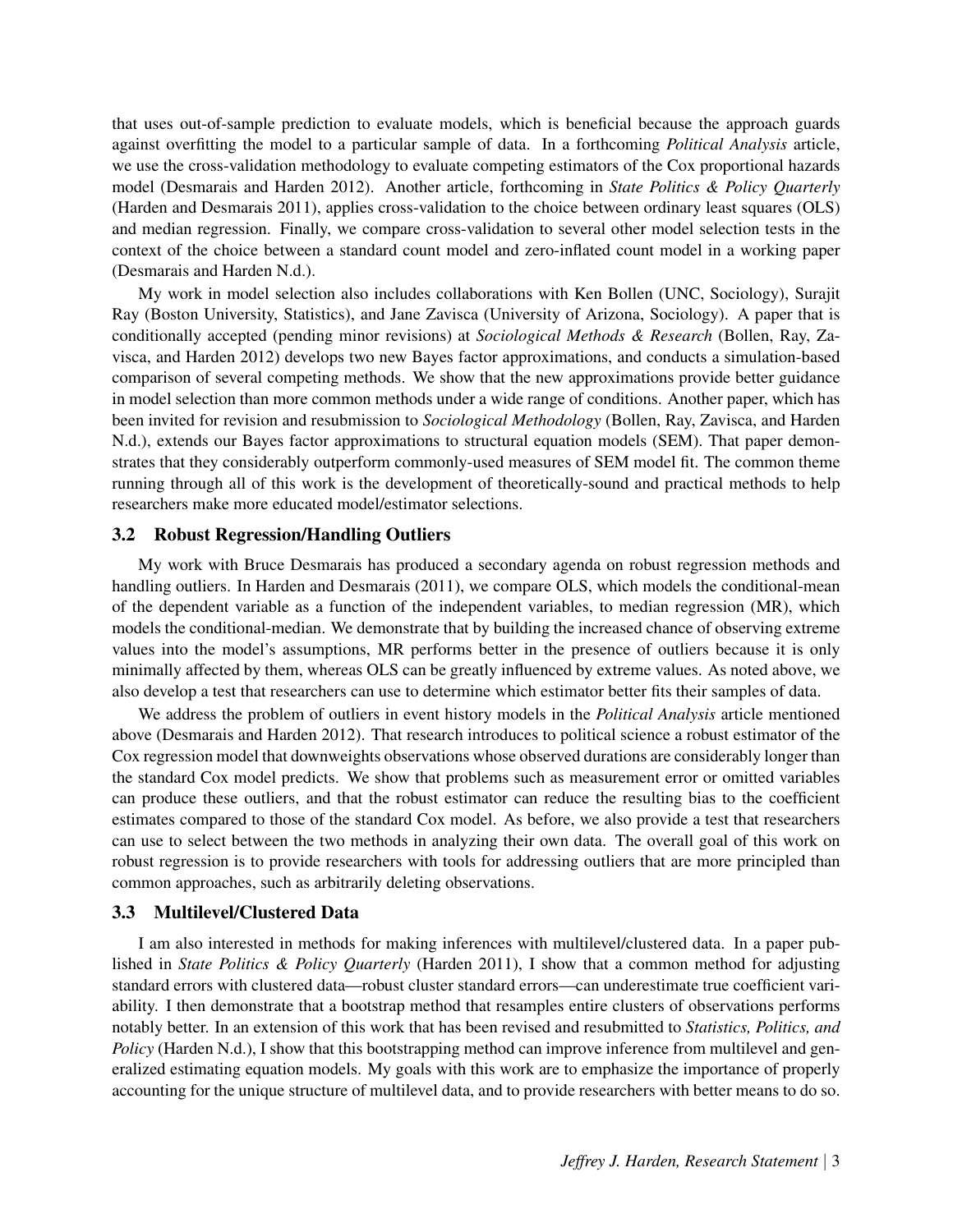that uses out-of-sample prediction to evaluate models, which is beneficial because the approach guards against overfitting the model to a particular sample of data. In a forthcoming *Political Analysis* article, we use the cross-validation methodology to evaluate competing estimators of the Cox proportional hazards model (Desmarais and Harden 2012). Another article, forthcoming in *State Politics & Policy Quarterly* (Harden and Desmarais 2011), applies cross-validation to the choice between ordinary least squares (OLS) and median regression. Finally, we compare cross-validation to several other model selection tests in the context of the choice between a standard count model and zero-inflated count model in a working paper (Desmarais and Harden N.d.).

My work in model selection also includes collaborations with Ken Bollen (UNC, Sociology), Surajit Ray (Boston University, Statistics), and Jane Zavisca (University of Arizona, Sociology). A paper that is conditionally accepted (pending minor revisions) at *Sociological Methods & Research* (Bollen, Ray, Zavisca, and Harden 2012) develops two new Bayes factor approximations, and conducts a simulation-based comparison of several competing methods. We show that the new approximations provide better guidance in model selection than more common methods under a wide range of conditions. Another paper, which has been invited for revision and resubmission to *Sociological Methodology* (Bollen, Ray, Zavisca, and Harden N.d.), extends our Bayes factor approximations to structural equation models (SEM). That paper demonstrates that they considerably outperform commonly-used measures of SEM model fit. The common theme running through all of this work is the development of theoretically-sound and practical methods to help researchers make more educated model/estimator selections.

### 3.2 Robust Regression/Handling Outliers

My work with Bruce Desmarais has produced a secondary agenda on robust regression methods and handling outliers. In Harden and Desmarais (2011), we compare OLS, which models the conditional-mean of the dependent variable as a function of the independent variables, to median regression (MR), which models the conditional-median. We demonstrate that by building the increased chance of observing extreme values into the model's assumptions, MR performs better in the presence of outliers because it is only minimally affected by them, whereas OLS can be greatly influenced by extreme values. As noted above, we also develop a test that researchers can use to determine which estimator better fits their samples of data.

We address the problem of outliers in event history models in the *Political Analysis* article mentioned above (Desmarais and Harden 2012). That research introduces to political science a robust estimator of the Cox regression model that downweights observations whose observed durations are considerably longer than the standard Cox model predicts. We show that problems such as measurement error or omitted variables can produce these outliers, and that the robust estimator can reduce the resulting bias to the coefficient estimates compared to those of the standard Cox model. As before, we also provide a test that researchers can use to select between the two methods in analyzing their own data. The overall goal of this work on robust regression is to provide researchers with tools for addressing outliers that are more principled than common approaches, such as arbitrarily deleting observations.

### 3.3 Multilevel/Clustered Data

I am also interested in methods for making inferences with multilevel/clustered data. In a paper published in *State Politics & Policy Quarterly* (Harden 2011), I show that a common method for adjusting standard errors with clustered data—robust cluster standard errors—can underestimate true coefficient variability. I then demonstrate that a bootstrap method that resamples entire clusters of observations performs notably better. In an extension of this work that has been revised and resubmitted to *Statistics, Politics, and Policy* (Harden N.d.), I show that this bootstrapping method can improve inference from multilevel and generalized estimating equation models. My goals with this work are to emphasize the importance of properly accounting for the unique structure of multilevel data, and to provide researchers with better means to do so.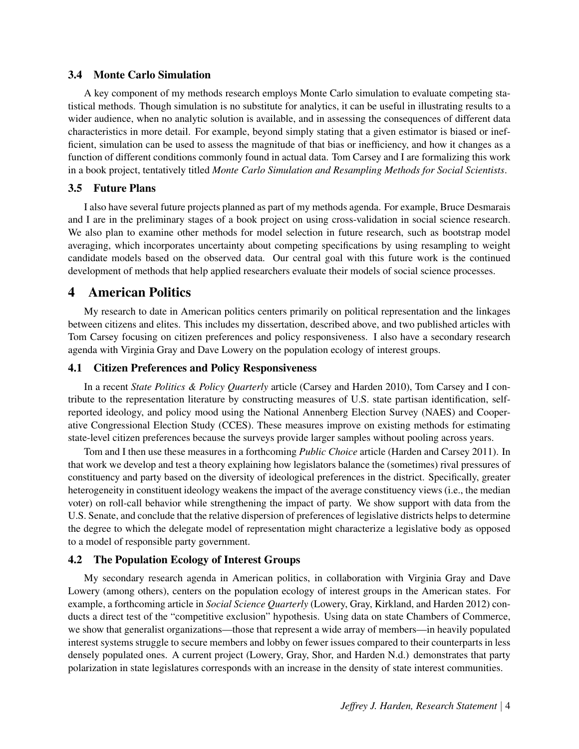### 3.4 Monte Carlo Simulation

A key component of my methods research employs Monte Carlo simulation to evaluate competing statistical methods. Though simulation is no substitute for analytics, it can be useful in illustrating results to a wider audience, when no analytic solution is available, and in assessing the consequences of different data characteristics in more detail. For example, beyond simply stating that a given estimator is biased or inefficient, simulation can be used to assess the magnitude of that bias or inefficiency, and how it changes as a function of different conditions commonly found in actual data. Tom Carsey and I are formalizing this work in a book project, tentatively titled *Monte Carlo Simulation and Resampling Methods for Social Scientists*.

### 3.5 Future Plans

I also have several future projects planned as part of my methods agenda. For example, Bruce Desmarais and I are in the preliminary stages of a book project on using cross-validation in social science research. We also plan to examine other methods for model selection in future research, such as bootstrap model averaging, which incorporates uncertainty about competing specifications by using resampling to weight candidate models based on the observed data. Our central goal with this future work is the continued development of methods that help applied researchers evaluate their models of social science processes.

## 4 American Politics

My research to date in American politics centers primarily on political representation and the linkages between citizens and elites. This includes my dissertation, described above, and two published articles with Tom Carsey focusing on citizen preferences and policy responsiveness. I also have a secondary research agenda with Virginia Gray and Dave Lowery on the population ecology of interest groups.

### 4.1 Citizen Preferences and Policy Responsiveness

In a recent *State Politics & Policy Quarterly* article (Carsey and Harden 2010), Tom Carsey and I contribute to the representation literature by constructing measures of U.S. state partisan identification, self-reported ideology, and policy mood using the National Annenberg Election Survey (NAES) and Cooperative Congressional Election Study (CCES). These measures improve on existing methods for estimating state-level citizen preferences because the surveys provide larger samples without pooling across years.

Tom and I then use these measures in a forthcoming *Public Choice* article (Harden and Carsey 2011). In that work we develop and test a theory explaining how legislators balance the (sometimes) rival pressures of constituency and party based on the diversity of ideological preferences in the district. Specifically, greater heterogeneity in constituent ideology weakens the impact of the average constituency views (i.e., the median voter) on roll-call behavior while strengthening the impact of party. We show support with data from the U.S. Senate, and conclude that the relative dispersion of preferences of legislative districts helps to determine the degree to which the delegate model of representation might characterize a legislative body as opposed to a model of responsible party government.

### 4.2 The Population Ecology of Interest Groups

My secondary research agenda in American politics, in collaboration with Virginia Gray and Dave Lowery (among others), centers on the population ecology of interest groups in the American states. For example, a forthcoming article in *Social Science Quarterly* (Lowery, Gray, Kirkland, and Harden 2012) conducts a direct test of the "competitive exclusion" hypothesis. Using data on state Chambers of Commerce, we show that generalist organizations—those that represent a wide array of members—in heavily populated interest systems struggle to secure members and lobby on fewer issues compared to their counterparts in less densely populated ones. A current project (Lowery, Gray, Shor, and Harden N.d.) demonstrates that party polarization in state legislatures corresponds with an increase in the density of state interest communities.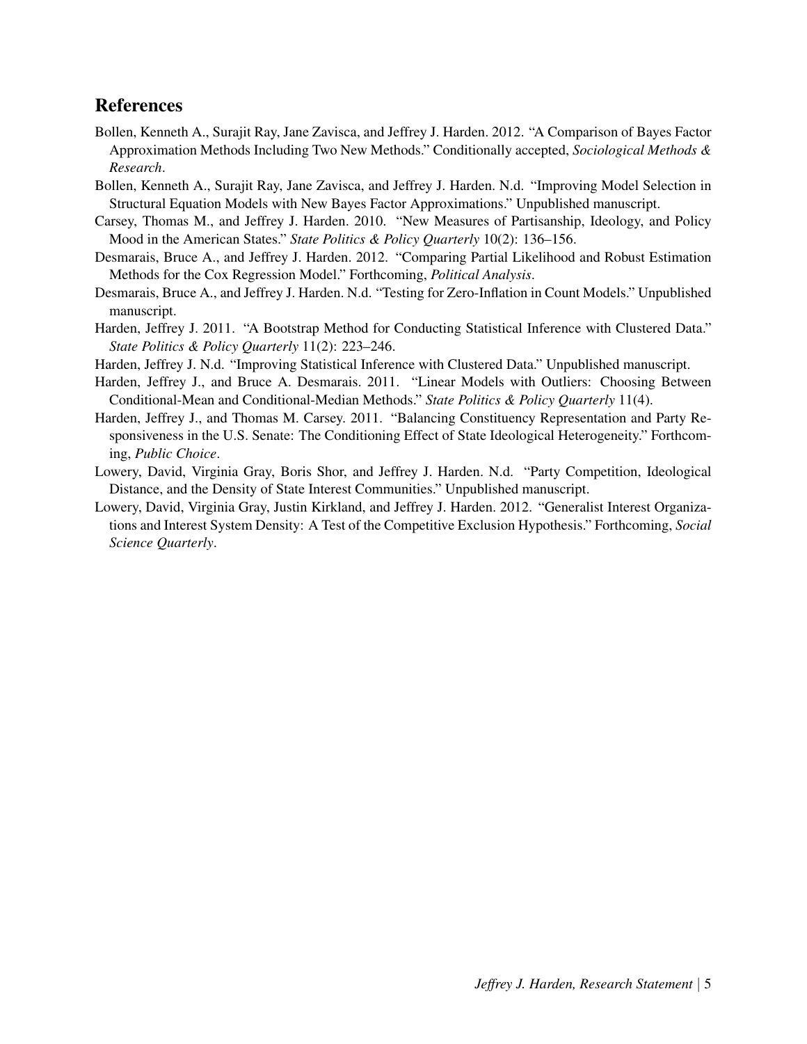## References

Bollen, Kenneth A., Surajit Ray, Jane Zavisca, and Jeffrey J. Harden. 2012. "A Comparison of Bayes Factor Approximation Methods Including Two New Methods." Conditionally accepted, *Sociological Methods & Research*.

Bollen, Kenneth A., Surajit Ray, Jane Zavisca, and Jeffrey J. Harden. N.d. "Improving Model Selection in Structural Equation Models with New Bayes Factor Approximations." Unpublished manuscript.

Carsey, Thomas M., and Jeffrey J. Harden. 2010. "New Measures of Partisanship, Ideology, and Policy Mood in the American States." *State Politics & Policy Quarterly* 10(2): 136–156.

Desmarais, Bruce A., and Jeffrey J. Harden. 2012. "Comparing Partial Likelihood and Robust Estimation Methods for the Cox Regression Model." Forthcoming, *Political Analysis*.

Desmarais, Bruce A., and Jeffrey J. Harden. N.d. "Testing for Zero-Inflation in Count Models." Unpublished manuscript.

Harden, Jeffrey J. 2011. "A Bootstrap Method for Conducting Statistical Inference with Clustered Data." *State Politics & Policy Quarterly* 11(2): 223–246.

Harden, Jeffrey J. N.d. "Improving Statistical Inference with Clustered Data." Unpublished manuscript.

Harden, Jeffrey J., and Bruce A. Desmarais. 2011. "Linear Models with Outliers: Choosing Between Conditional-Mean and Conditional-Median Methods." *State Politics & Policy Quarterly* 11(4).

Harden, Jeffrey J., and Thomas M. Carsey. 2011. "Balancing Constituency Representation and Party Responsiveness in the U.S. Senate: The Conditioning Effect of State Ideological Heterogeneity." Forthcoming, *Public Choice*.

Lowery, David, Virginia Gray, Boris Shor, and Jeffrey J. Harden. N.d. "Party Competition, Ideological Distance, and the Density of State Interest Communities." Unpublished manuscript.

Lowery, David, Virginia Gray, Justin Kirkland, and Jeffrey J. Harden. 2012. "Generalist Interest Organizations and Interest System Density: A Test of the Competitive Exclusion Hypothesis." Forthcoming, *Social Science Quarterly*.